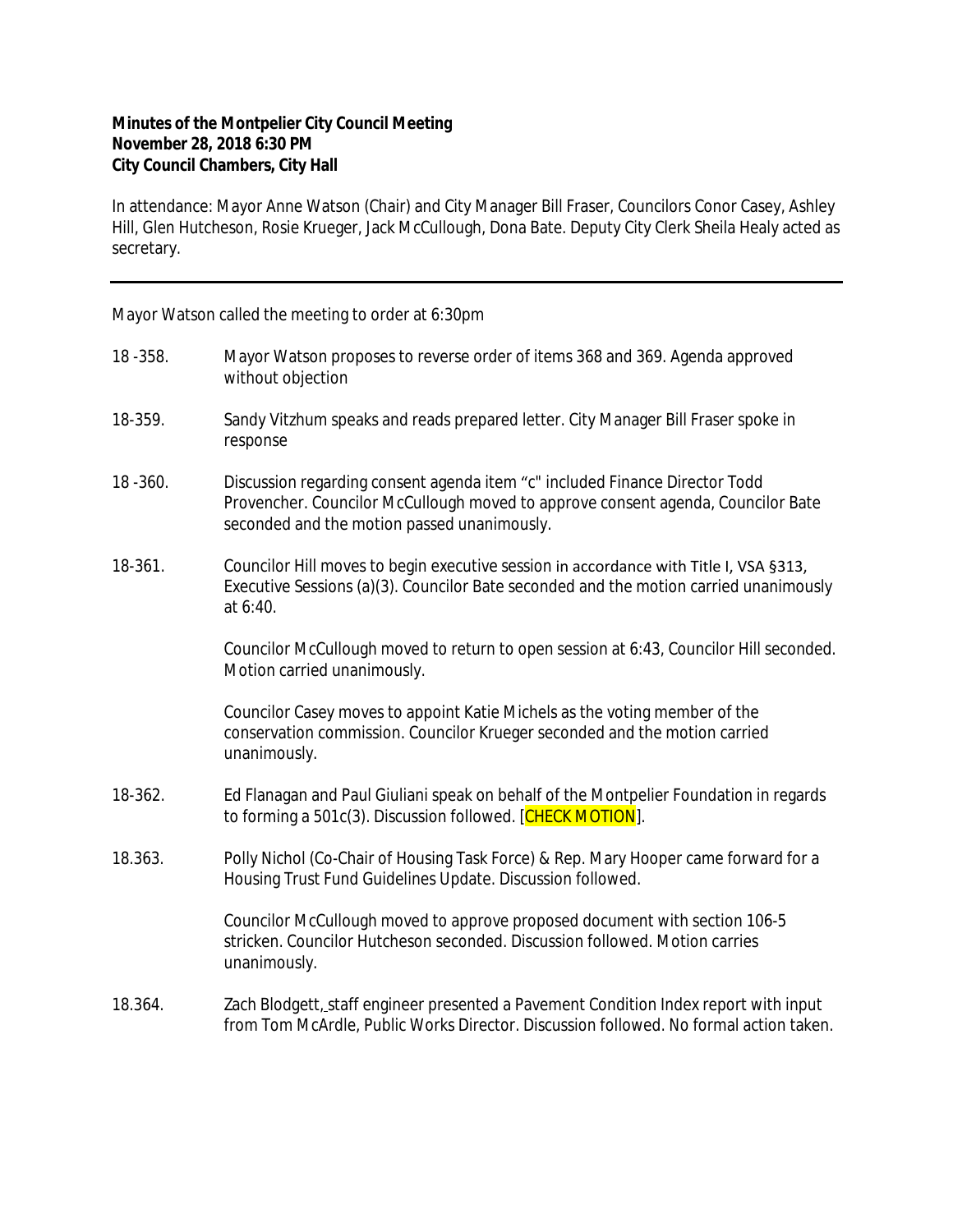**Minutes of the Montpelier City Council Meeting**
**November 28, 2018 6:30 PM**
**City Council Chambers, City Hall**

In attendance: Mayor Anne Watson (Chair) and City Manager Bill Fraser, Councilors Conor Casey, Ashley Hill, Glen Hutcheson, Rosie Krueger, Jack McCullough, Dona Bate. Deputy City Clerk Sheila Healy acted as secretary.

---

Mayor Watson called the meeting to order at 6:30pm

18 -358. Mayor Watson proposes to reverse order of items 368 and 369. Agenda approved without objection

18-359. Sandy Vitzhum speaks and reads prepared letter. City Manager Bill Fraser spoke in response

18 -360. Discussion regarding consent agenda item "c" included Finance Director Todd Provencher. Councilor McCullough moved to approve consent agenda, Councilor Bate seconded and the motion passed unanimously.

18-361. Councilor Hill moves to begin executive session in accordance with Title I, VSA §313, Executive Sessions (a)(3). Councilor Bate seconded and the motion carried unanimously at 6:40.

Councilor McCullough moved to return to open session at 6:43, Councilor Hill seconded. Motion carried unanimously.

Councilor Casey moves to appoint Katie Michels as the voting member of the conservation commission. Councilor Krueger seconded and the motion carried unanimously.

18-362. Ed Flanagan and Paul Giuliani speak on behalf of the Montpelier Foundation in regards to forming a 501c(3). Discussion followed. [CHECK MOTION].

18.363. Polly Nichol (Co-Chair of Housing Task Force) & Rep. Mary Hooper came forward for a Housing Trust Fund Guidelines Update. Discussion followed.

Councilor McCullough moved to approve proposed document with section 106-5 stricken. Councilor Hutcheson seconded. Discussion followed. Motion carries unanimously.

18.364. Zach Blodgett, staff engineer presented a Pavement Condition Index report with input from Tom McArdle, Public Works Director. Discussion followed. No formal action taken.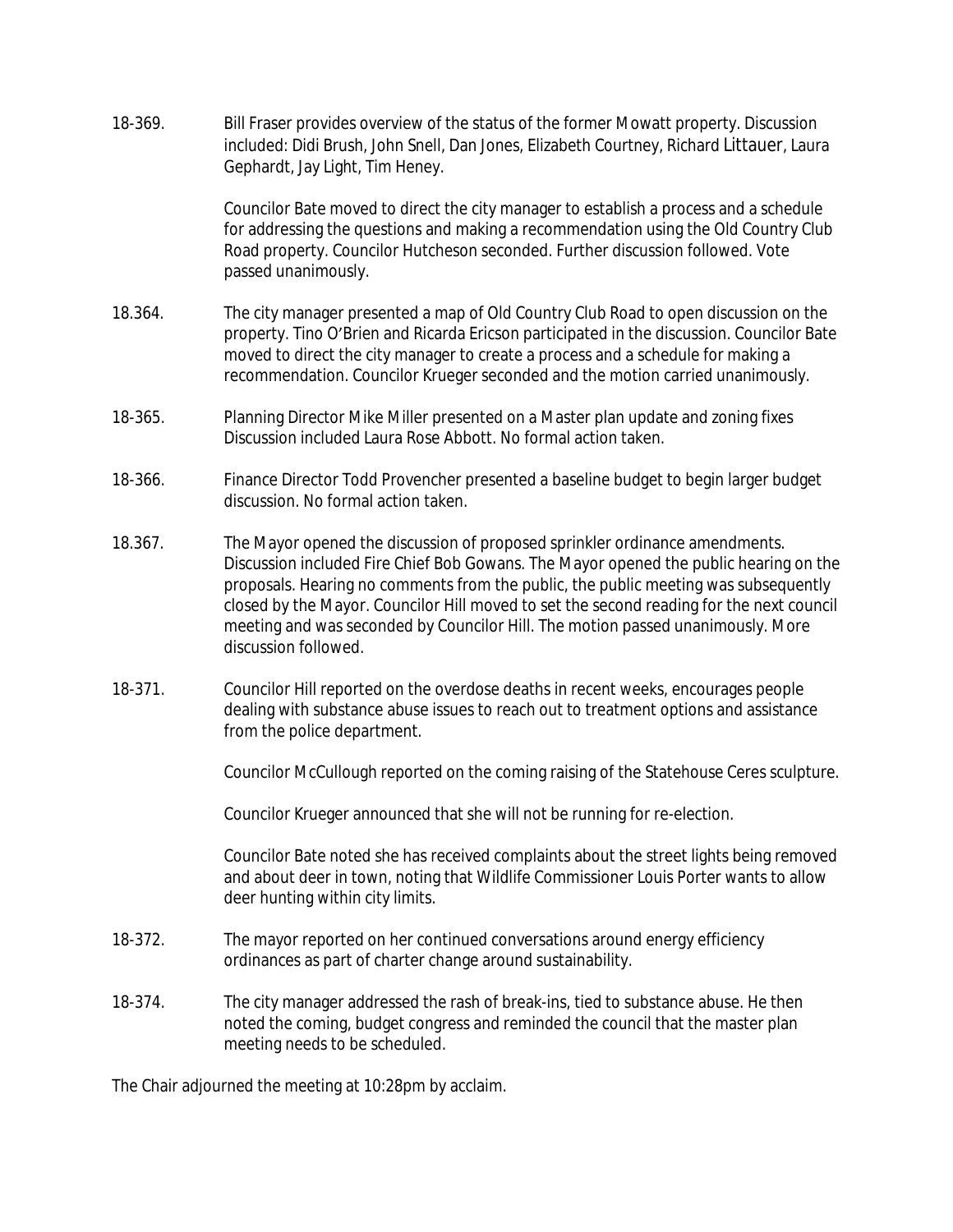18-369. Bill Fraser provides overview of the status of the former Mowatt property. Discussion included: Didi Brush, John Snell, Dan Jones, Elizabeth Courtney, Richard Littauer, Laura Gephardt, Jay Light, Tim Heney.

Councilor Bate moved to direct the city manager to establish a process and a schedule for addressing the questions and making a recommendation using the Old Country Club Road property. Councilor Hutcheson seconded. Further discussion followed. Vote passed unanimously.

18.364. The city manager presented a map of Old Country Club Road to open discussion on the property. Tino O'Brien and Ricarda Ericson participated in the discussion. Councilor Bate moved to direct the city manager to create a process and a schedule for making a recommendation. Councilor Krueger seconded and the motion carried unanimously.

18-365. Planning Director Mike Miller presented on a Master plan update and zoning fixes Discussion included Laura Rose Abbott. No formal action taken.

18-366. Finance Director Todd Provencher presented a baseline budget to begin larger budget discussion. No formal action taken.

18.367. The Mayor opened the discussion of proposed sprinkler ordinance amendments. Discussion included Fire Chief Bob Gowans. The Mayor opened the public hearing on the proposals. Hearing no comments from the public, the public meeting was subsequently closed by the Mayor. Councilor Hill moved to set the second reading for the next council meeting and was seconded by Councilor Hill. The motion passed unanimously. More discussion followed.

18-371. Councilor Hill reported on the overdose deaths in recent weeks, encourages people dealing with substance abuse issues to reach out to treatment options and assistance from the police department.

Councilor McCullough reported on the coming raising of the Statehouse Ceres sculpture.

Councilor Krueger announced that she will not be running for re-election.

Councilor Bate noted she has received complaints about the street lights being removed and about deer in town, noting that Wildlife Commissioner Louis Porter wants to allow deer hunting within city limits.

18-372. The mayor reported on her continued conversations around energy efficiency ordinances as part of charter change around sustainability.

18-374. The city manager addressed the rash of break-ins, tied to substance abuse. He then noted the coming, budget congress and reminded the council that the master plan meeting needs to be scheduled.

The Chair adjourned the meeting at 10:28pm by acclaim.